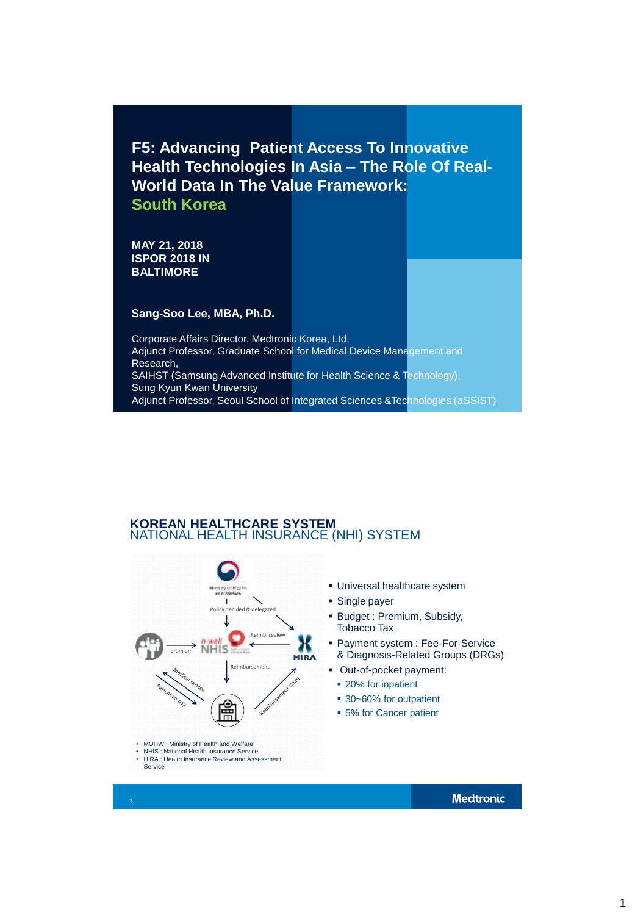# F5: Advancing Patient Access To Innovative Health Technologies In Asia – The Role Of Real-World Data In The Value Framework: South Korea

**MAY 21, 2018**
**ISPOR 2018 IN BALTIMORE**

**Sang-Soo Lee, MBA, Ph.D.**

Corporate Affairs Director, Medtronic Korea, Ltd.
Adjunct Professor, Graduate School for Medical Device Management and Research,
SAIHST (Samsung Advanced Institute for Health Science & Technology),
Sung Kyun Kwan University
Adjunct Professor, Seoul School of Integrated Sciences &Technologies (aSSIST)

## KOREAN HEALTHCARE SYSTEM
### NATIONAL HEALTH INSURANCE (NHI) SYSTEM

Ministry of Health and Welfare

Policy decided & delegated

premium

NHIS

Reimb. review

HIRA

Reimbursement

Medical service

Patient co-pay

Reimbursement claim

- MOHW : Ministry of Health and Welfare
- NHIS : National Health Insurance Service
- HIRA : Health Insurance Review and Assessment Service

- Universal healthcare system
- Single payer
- Budget : Premium, Subsidy, Tobacco Tax
- Payment system : Fee-For-Service & Diagnosis-Related Groups (DRGs)
- Out-of-pocket payment:
  - 20% for inpatient
  - 30~60% for outpatient
  - 5% for Cancer patient

Medtronic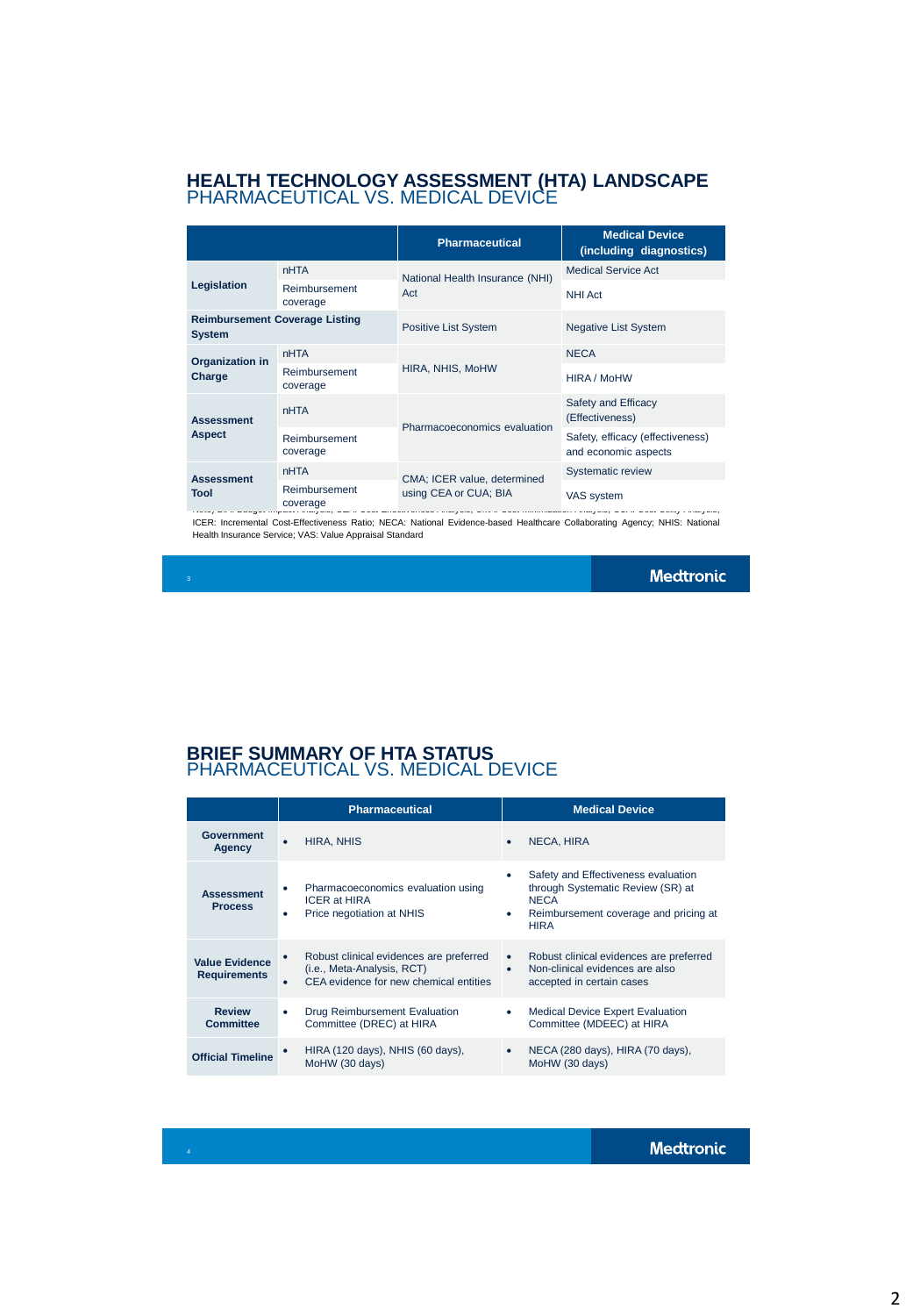# HEALTH TECHNOLOGY ASSESSMENT (HTA) LANDSCAPE
## PHARMACEUTICAL VS. MEDICAL DEVICE

| | | Pharmaceutical | Medical Device (including diagnostics) |
|---|---|---|---|
| Legislation | nHTA | National Health Insurance (NHI) Act | Medical Service Act |
| | Reimbursement coverage | | NHI Act |
| Reimbursement Coverage Listing System | | Positive List System | Negative List System |
| Organization in Charge | nHTA | HIRA, NHIS, MoHW | NECA |
| | Reimbursement coverage | | HIRA / MoHW |
| Assessment Aspect | nHTA | Pharmacoeconomics evaluation | Safety and Efficacy (Effectiveness) |
| | Reimbursement coverage | | Safety, efficacy (effectiveness) and economic aspects |
| Assessment Tool | nHTA | CMA; ICER value, determined using CEA or CUA; BIA | Systematic review |
| | Reimbursement coverage | | VAS system |

Note: BIA: Budget Impact Analysis; CEA: Cost-Effectiveness Analysis; CMA: Cost-Minimization Analysis; CUA: Cost-Utility Analysis; ICER: Incremental Cost-Effectiveness Ratio; NECA: National Evidence-based Healthcare Collaborating Agency; NHIS: National Health Insurance Service; VAS: Value Appraisal Standard

# BRIEF SUMMARY OF HTA STATUS
## PHARMACEUTICAL VS. MEDICAL DEVICE

| | Pharmaceutical | Medical Device |
|---|---|---|
| Government Agency | • HIRA, NHIS | • NECA, HIRA |
| Assessment Process | • Pharmacoeconomics evaluation using ICER at HIRA<br>• Price negotiation at NHIS | • Safety and Effectiveness evaluation through Systematic Review (SR) at NECA<br>• Reimbursement coverage and pricing at HIRA |
| Value Evidence Requirements | • Robust clinical evidences are preferred (i.e., Meta-Analysis, RCT)<br>• CEA evidence for new chemical entities | • Robust clinical evidences are preferred<br>• Non-clinical evidences are also accepted in certain cases |
| Review Committee | • Drug Reimbursement Evaluation Committee (DREC) at HIRA | • Medical Device Expert Evaluation Committee (MDEEC) at HIRA |
| Official Timeline | • HIRA (120 days), NHIS (60 days), MoHW (30 days) | • NECA (280 days), HIRA (70 days), MoHW (30 days) |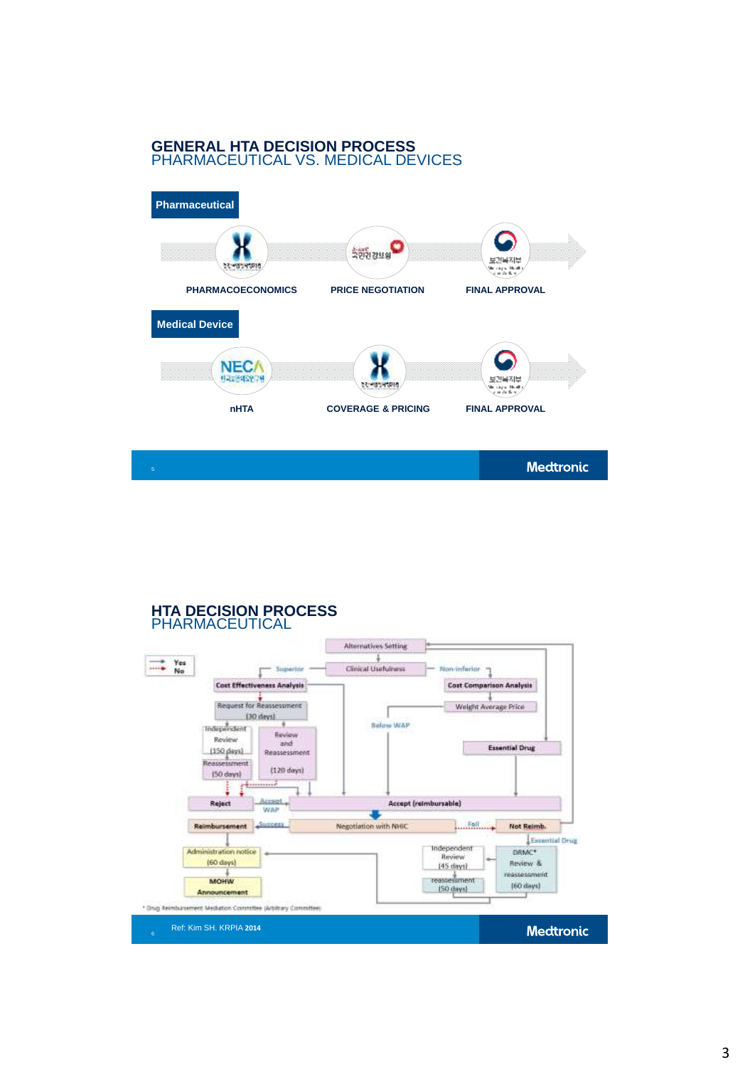## GENERAL HTA DECISION PROCESS
### PHARMACEUTICAL VS. MEDICAL DEVICES

**Pharmaceutical**

PHARMACOECONOMICS → PRICE NEGOTIATION → FINAL APPROVAL

**Medical Device**

nHTA → COVERAGE & PRICING → FINAL APPROVAL

Medtronic

## HTA DECISION PROCESS
### PHARMACEUTICAL

Yes / No

Alternatives Setting

Clinical Usefulness

Superior → Cost Effectiveness Analysis

Non-inferior → Cost Comparison Analysis

Weight Average Price

Below WAP

Essential Drug

Request for Reassessment (30 days)

Independent Review (150 days)

Reassessment (50 days)

Review and Reassessment (120 days)

Reject

Accept WAP

Accept (reimbursable)

Reimbursement ← Success — Negotiation with NHIC — Fail → Not Reimb.

Essential Drug

Administration notice (60 days)

MOHW Announcement

Independent Review (45 days)

reassessment (50 days)

DRMC* Review & reassessment (60 days)

* Drug Reimbursement Mediation Committee (Arbitrary Committee)

Ref: Kim SH. KRPIA **2014**

Medtronic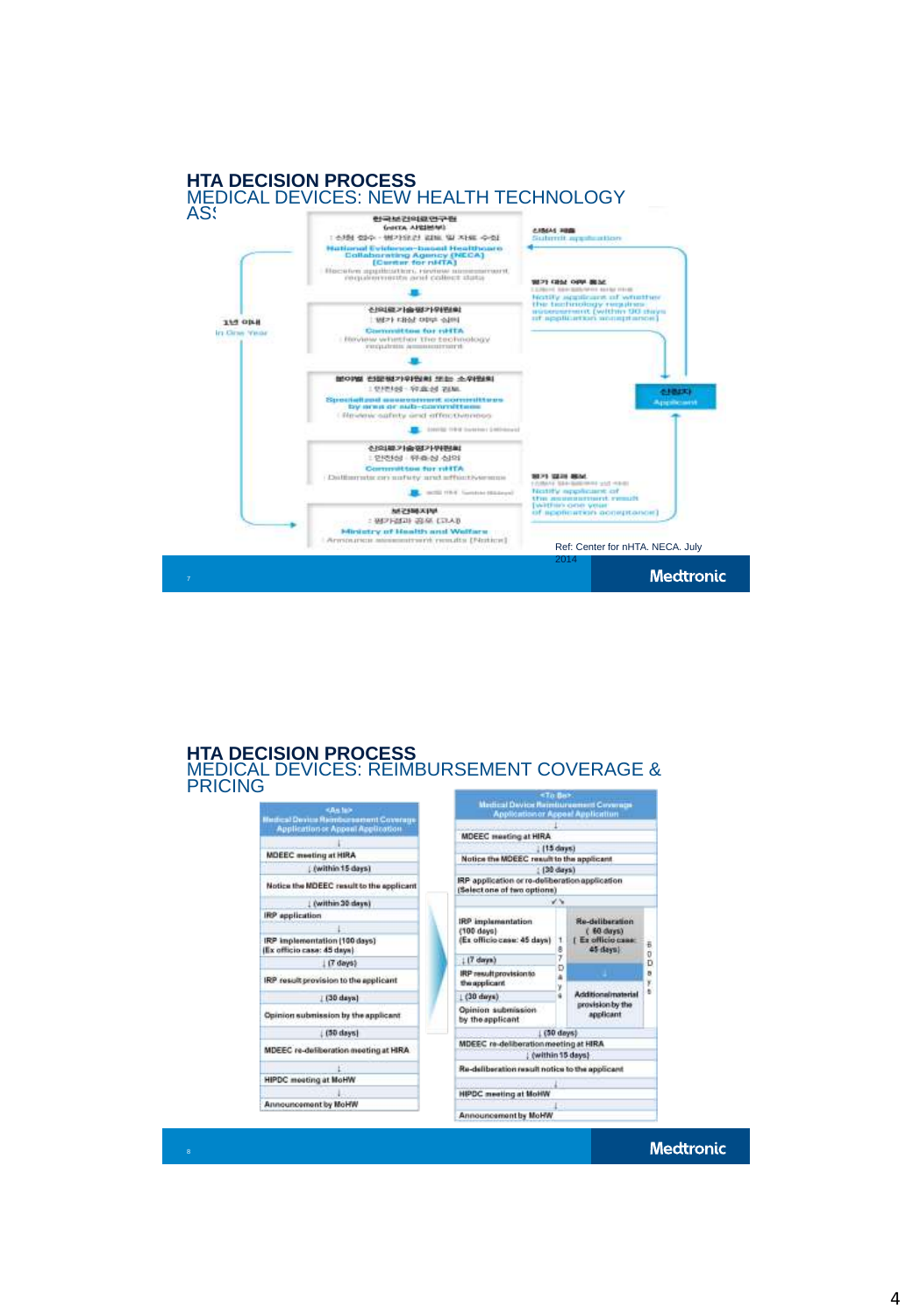## HTA DECISION PROCESS

### MEDICAL DEVICES: NEW HEALTH TECHNOLOGY ASSESSMENT

한국보건의료연구원 (nHTA 사업본부)
: 신청 접수 · 평가요건 검토 및 자료 수집
National Evidence-based Healthcare Collaborating Agency (NECA) (Center for nHTA)
: Receive application, review assessment requirements and collect data

↓

신의료기술평가위원회
: 평가 대상 여부 심의
Committee for nHTA
: Review whether the technology requires assessment

↓

분야별 전문평가위원회 또는 소위원회
: 안전성 · 유효성 검토
Specialized assessment committees by area or sub-committees
: Review safety and effectiveness

↓

신의료기술평가위원회
: 안전성 · 유효성 심의
Committee for nHTA
: Deliberate on safety and effectiveness

↓

보건복지부
: 평가결과 공포 (고시)
Ministry of Health and Welfare
: Announce assessment results (Notice)

신청서 제출
Submit application

평가 대상 여부 통보
Notify applicant of whether the technology requires assessment (within 90 days of application acceptance)

평가 결과 통보
Notify applicant of the assessment result (within one year of application acceptance)

신청자
Applicant

1년 이내
In One Year

Ref: Center for nHTA. NECA. July 2014

## HTA DECISION PROCESS

### MEDICAL DEVICES: REIMBURSEMENT COVERAGE & PRICING

**<As Is> Medical Device Reimbursement Coverage Application or Appeal Application**

↓
MDEEC meeting at HIRA
↓ (within 15 days)
Notice the MDEEC result to the applicant
↓ (within 30 days)
IRP application
↓
IRP implementation (100 days) (Ex officio case: 45 days)
↓ (7 days)
IRP result provision to the applicant
↓ (30 days)
Opinion submission by the applicant
↓ (50 days)
MDEEC re-deliberation meeting at HIRA
↓
HIPDC meeting at MoHW
↓
Announcement by MoHW

**<To Be> Medical Device Reimbursement Coverage Application or Appeal Application**

↓
MDEEC meeting at HIRA
↓ (15 days)
Notice the MDEEC result to the applicant
↓ (30 days)
IRP application or re-deliberation application (Select one of two options)

- IRP implementation (100 days) (Ex officio case: 45 days)
  ↓ (7 days)
  IRP result provision to the applicant
  ↓ (30 days)
  Opinion submission by the applicant
  (187 Days)
- Re-deliberation (60 days) (Ex officio case: 45 days)
  ↓
  Additional material provision by the applicant
  (60 Days)

↓ (50 days)
MDEEC re-deliberation meeting at HIRA
↓ (within 15 days)
Re-deliberation result notice to the applicant
↓
HIPDC meeting at MoHW
↓
Announcement by MoHW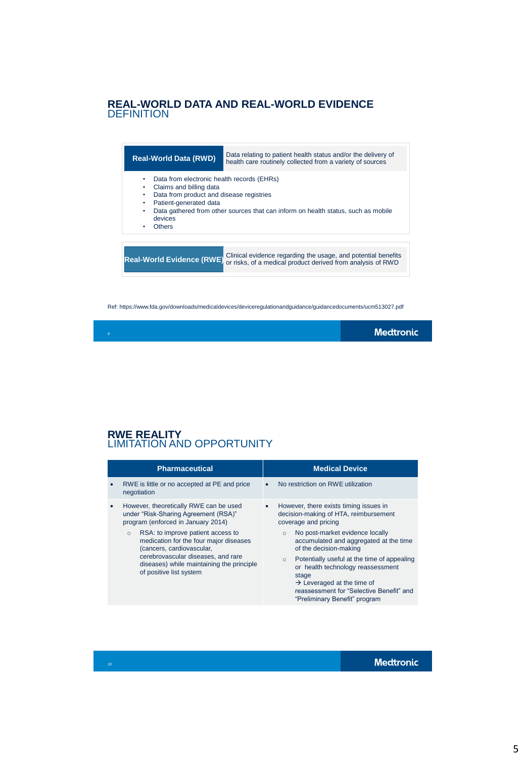## REAL-WORLD DATA AND REAL-WORLD EVIDENCE
DEFINITION

| Real-World Data (RWD) | Data relating to patient health status and/or the delivery of health care routinely collected from a variety of sources |
| --- | --- |

- Data from electronic health records (EHRs)
- Claims and billing data
- Data from product and disease registries
- Patient-generated data
- Data gathered from other sources that can inform on health status, such as mobile devices
- Others

| Real-World Evidence (RWE) | Clinical evidence regarding the usage, and potential benefits or risks, of a medical product derived from analysis of RWD |
| --- | --- |

Ref: https://www.fda.gov/downloads/medicaldevices/deviceregulationandguidance/guidancedocuments/ucm513027.pdf

## RWE REALITY
LIMITATION AND OPPORTUNITY

| Pharmaceutical | Medical Device |
| --- | --- |
| • RWE is little or no accepted at PE and price negotiation | • No restriction on RWE utilization |
| • However, theoretically RWE can be used under "Risk-Sharing Agreement (RSA)" program (enforced in January 2014)<br>○ RSA: to improve patient access to medication for the four major diseases (cancers, cardiovascular, cerebrovascular diseases, and rare diseases) while maintaining the principle of positive list system | • However, there exists timing issues in decision-making of HTA, reimbursement coverage and pricing<br>○ No post-market evidence locally accumulated and aggregated at the time of the decision-making<br>○ Potentially useful at the time of appealing or health technology reassessment stage<br>→ Leveraged at the time of reassessment for "Selective Benefit" and "Preliminary Benefit" program |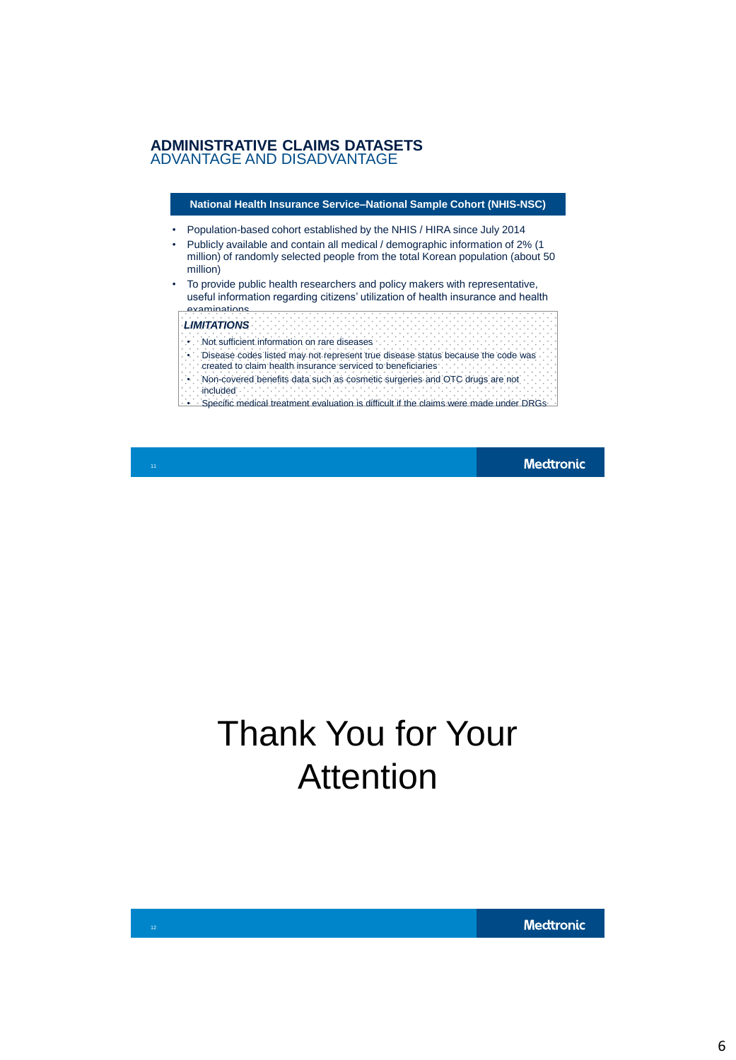# ADMINISTRATIVE CLAIMS DATASETS
## ADVANTAGE AND DISADVANTAGE

**National Health Insurance Service–National Sample Cohort (NHIS-NSC)**

- Population-based cohort established by the NHIS / HIRA since July 2014
- Publicly available and contain all medical / demographic information of 2% (1 million) of randomly selected people from the total Korean population (about 50 million)
- To provide public health researchers and policy makers with representative, useful information regarding citizens' utilization of health insurance and health examinations

***LIMITATIONS***

- Not sufficient information on rare diseases
- Disease codes listed may not represent true disease status because the code was created to claim health insurance serviced to beneficiaries
- Non-covered benefits data such as cosmetic surgeries and OTC drugs are not included
- Specific medical treatment evaluation is difficult if the claims were made under DRGs

Medtronic

# Thank You for Your Attention

Medtronic